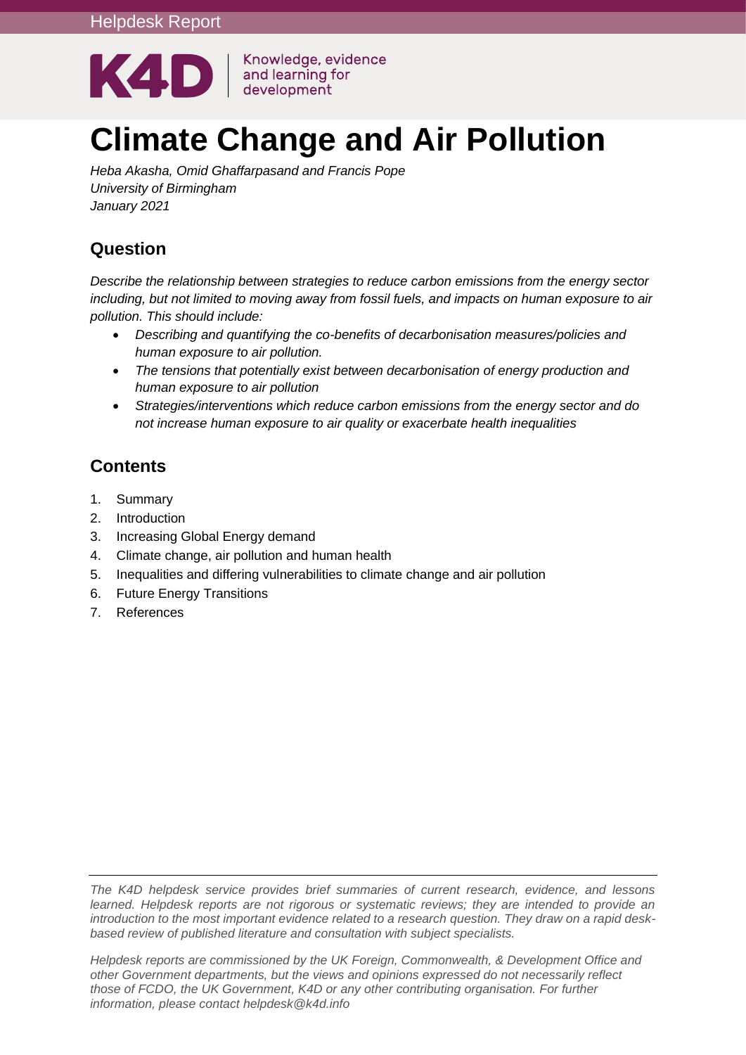Helpdesk Report

K4D | Knowledge, evidence and learning for development

# Climate Change and Air Pollution

*Heba Akasha, Omid Ghaffarpasand and Francis Pope*
*University of Birmingham*
*January 2021*

## Question

*Describe the relationship between strategies to reduce carbon emissions from the energy sector including, but not limited to moving away from fossil fuels, and impacts on human exposure to air pollution. This should include:*

- *Describing and quantifying the co-benefits of decarbonisation measures/policies and human exposure to air pollution.*
- *The tensions that potentially exist between decarbonisation of energy production and human exposure to air pollution*
- *Strategies/interventions which reduce carbon emissions from the energy sector and do not increase human exposure to air quality or exacerbate health inequalities*

## Contents

1. Summary
2. Introduction
3. Increasing Global Energy demand
4. Climate change, air pollution and human health
5. Inequalities and differing vulnerabilities to climate change and air pollution
6. Future Energy Transitions
7. References

*The K4D helpdesk service provides brief summaries of current research, evidence, and lessons learned. Helpdesk reports are not rigorous or systematic reviews; they are intended to provide an introduction to the most important evidence related to a research question. They draw on a rapid desk-based review of published literature and consultation with subject specialists.*

*Helpdesk reports are commissioned by the UK Foreign, Commonwealth, & Development Office and other Government departments, but the views and opinions expressed do not necessarily reflect those of FCDO, the UK Government, K4D or any other contributing organisation. For further information, please contact helpdesk@k4d.info*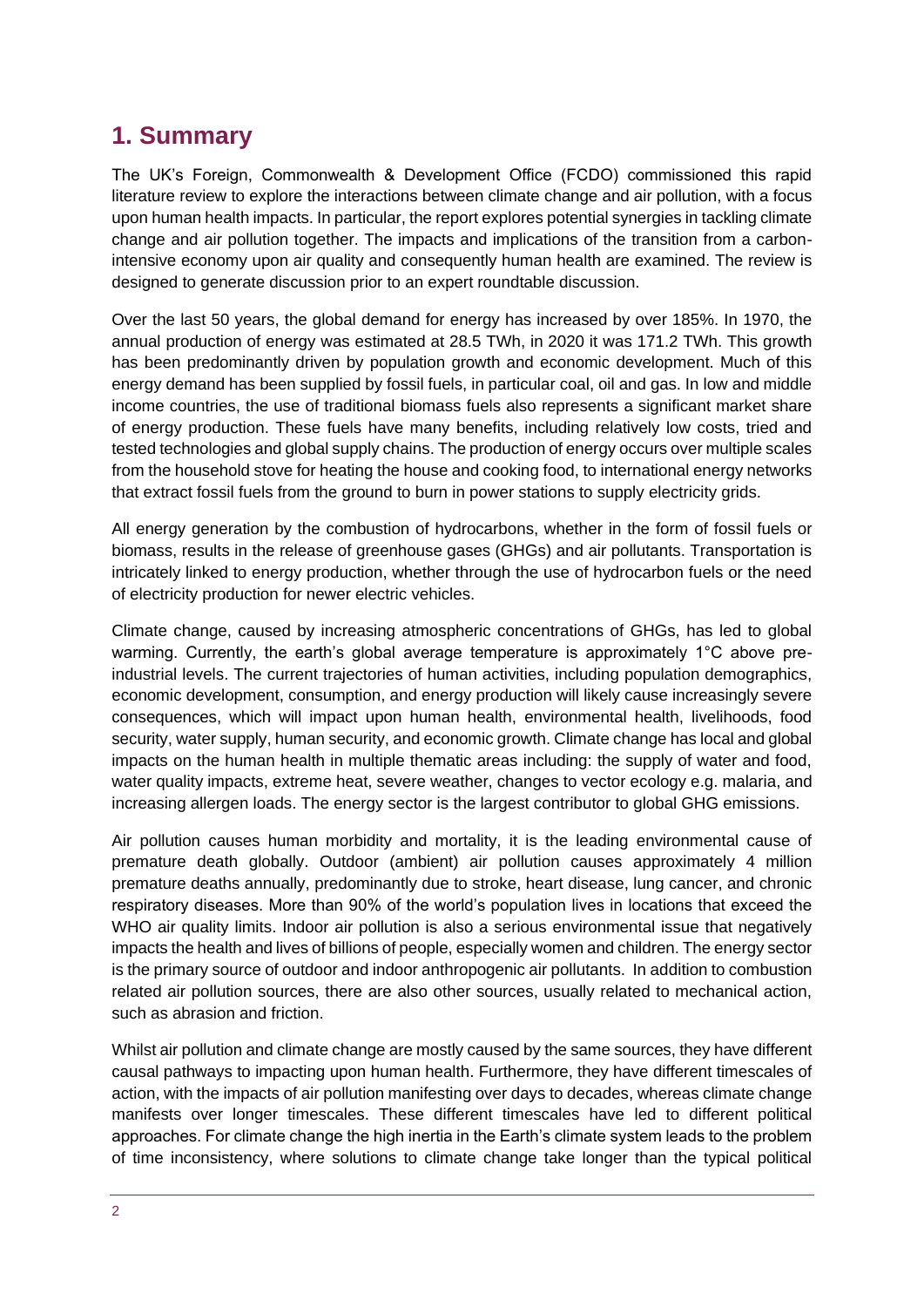# 1. Summary

The UK's Foreign, Commonwealth & Development Office (FCDO) commissioned this rapid literature review to explore the interactions between climate change and air pollution, with a focus upon human health impacts. In particular, the report explores potential synergies in tackling climate change and air pollution together. The impacts and implications of the transition from a carbon-intensive economy upon air quality and consequently human health are examined. The review is designed to generate discussion prior to an expert roundtable discussion.

Over the last 50 years, the global demand for energy has increased by over 185%. In 1970, the annual production of energy was estimated at 28.5 TWh, in 2020 it was 171.2 TWh. This growth has been predominantly driven by population growth and economic development. Much of this energy demand has been supplied by fossil fuels, in particular coal, oil and gas. In low and middle income countries, the use of traditional biomass fuels also represents a significant market share of energy production. These fuels have many benefits, including relatively low costs, tried and tested technologies and global supply chains. The production of energy occurs over multiple scales from the household stove for heating the house and cooking food, to international energy networks that extract fossil fuels from the ground to burn in power stations to supply electricity grids.

All energy generation by the combustion of hydrocarbons, whether in the form of fossil fuels or biomass, results in the release of greenhouse gases (GHGs) and air pollutants. Transportation is intricately linked to energy production, whether through the use of hydrocarbon fuels or the need of electricity production for newer electric vehicles.

Climate change, caused by increasing atmospheric concentrations of GHGs, has led to global warming. Currently, the earth's global average temperature is approximately 1°C above pre-industrial levels. The current trajectories of human activities, including population demographics, economic development, consumption, and energy production will likely cause increasingly severe consequences, which will impact upon human health, environmental health, livelihoods, food security, water supply, human security, and economic growth. Climate change has local and global impacts on the human health in multiple thematic areas including: the supply of water and food, water quality impacts, extreme heat, severe weather, changes to vector ecology e.g. malaria, and increasing allergen loads. The energy sector is the largest contributor to global GHG emissions.

Air pollution causes human morbidity and mortality, it is the leading environmental cause of premature death globally. Outdoor (ambient) air pollution causes approximately 4 million premature deaths annually, predominantly due to stroke, heart disease, lung cancer, and chronic respiratory diseases. More than 90% of the world's population lives in locations that exceed the WHO air quality limits. Indoor air pollution is also a serious environmental issue that negatively impacts the health and lives of billions of people, especially women and children. The energy sector is the primary source of outdoor and indoor anthropogenic air pollutants. In addition to combustion related air pollution sources, there are also other sources, usually related to mechanical action, such as abrasion and friction.

Whilst air pollution and climate change are mostly caused by the same sources, they have different causal pathways to impacting upon human health. Furthermore, they have different timescales of action, with the impacts of air pollution manifesting over days to decades, whereas climate change manifests over longer timescales. These different timescales have led to different political approaches. For climate change the high inertia in the Earth's climate system leads to the problem of time inconsistency, where solutions to climate change take longer than the typical political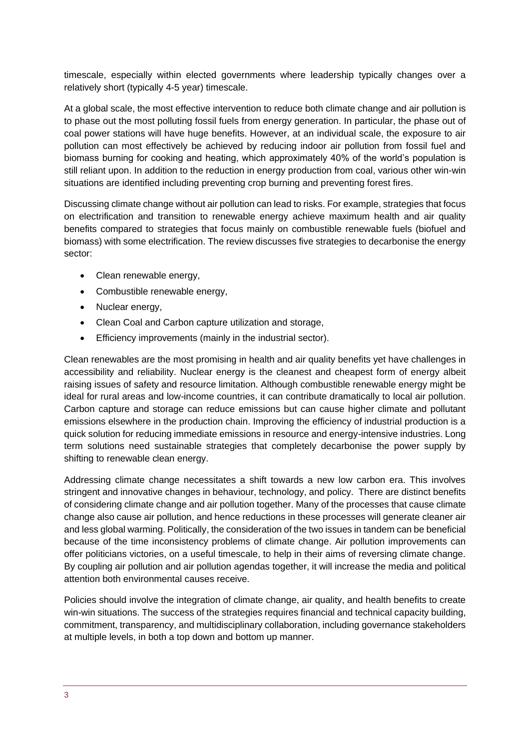timescale, especially within elected governments where leadership typically changes over a relatively short (typically 4-5 year) timescale.

At a global scale, the most effective intervention to reduce both climate change and air pollution is to phase out the most polluting fossil fuels from energy generation. In particular, the phase out of coal power stations will have huge benefits. However, at an individual scale, the exposure to air pollution can most effectively be achieved by reducing indoor air pollution from fossil fuel and biomass burning for cooking and heating, which approximately 40% of the world's population is still reliant upon. In addition to the reduction in energy production from coal, various other win-win situations are identified including preventing crop burning and preventing forest fires.

Discussing climate change without air pollution can lead to risks. For example, strategies that focus on electrification and transition to renewable energy achieve maximum health and air quality benefits compared to strategies that focus mainly on combustible renewable fuels (biofuel and biomass) with some electrification. The review discusses five strategies to decarbonise the energy sector:

- Clean renewable energy,
- Combustible renewable energy,
- Nuclear energy,
- Clean Coal and Carbon capture utilization and storage,
- Efficiency improvements (mainly in the industrial sector).

Clean renewables are the most promising in health and air quality benefits yet have challenges in accessibility and reliability. Nuclear energy is the cleanest and cheapest form of energy albeit raising issues of safety and resource limitation. Although combustible renewable energy might be ideal for rural areas and low-income countries, it can contribute dramatically to local air pollution. Carbon capture and storage can reduce emissions but can cause higher climate and pollutant emissions elsewhere in the production chain. Improving the efficiency of industrial production is a quick solution for reducing immediate emissions in resource and energy-intensive industries. Long term solutions need sustainable strategies that completely decarbonise the power supply by shifting to renewable clean energy.

Addressing climate change necessitates a shift towards a new low carbon era. This involves stringent and innovative changes in behaviour, technology, and policy. There are distinct benefits of considering climate change and air pollution together. Many of the processes that cause climate change also cause air pollution, and hence reductions in these processes will generate cleaner air and less global warming. Politically, the consideration of the two issues in tandem can be beneficial because of the time inconsistency problems of climate change. Air pollution improvements can offer politicians victories, on a useful timescale, to help in their aims of reversing climate change. By coupling air pollution and air pollution agendas together, it will increase the media and political attention both environmental causes receive.

Policies should involve the integration of climate change, air quality, and health benefits to create win-win situations. The success of the strategies requires financial and technical capacity building, commitment, transparency, and multidisciplinary collaboration, including governance stakeholders at multiple levels, in both a top down and bottom up manner.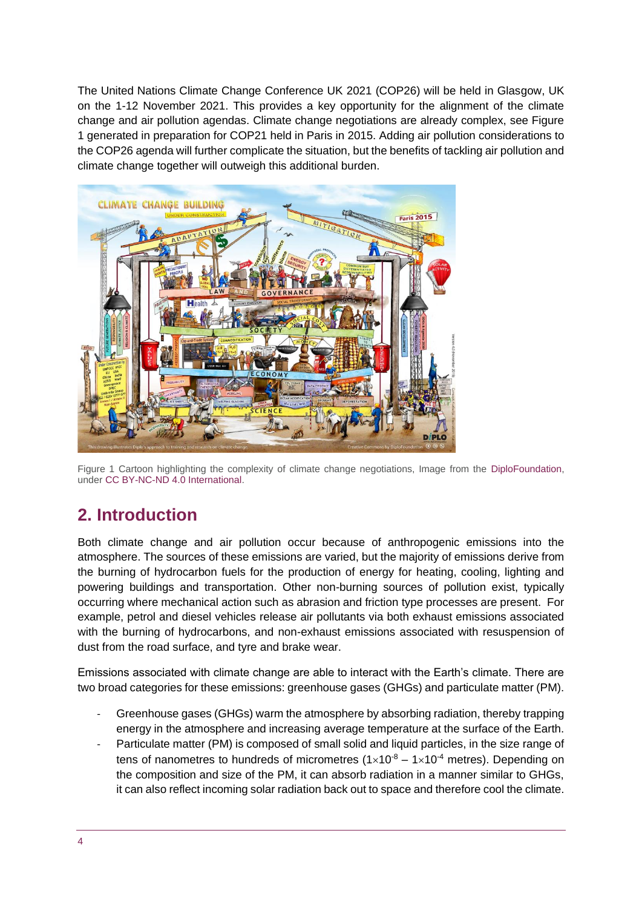The United Nations Climate Change Conference UK 2021 (COP26) will be held in Glasgow, UK on the 1-12 November 2021. This provides a key opportunity for the alignment of the climate change and air pollution agendas. Climate change negotiations are already complex, see Figure 1 generated in preparation for COP21 held in Paris in 2015. Adding air pollution considerations to the COP26 agenda will further complicate the situation, but the benefits of tackling air pollution and climate change together will outweigh this additional burden.

Figure 1 Cartoon highlighting the complexity of climate change negotiations, Image from the DiploFoundation, under CC BY-NC-ND 4.0 International.

## 2. Introduction

Both climate change and air pollution occur because of anthropogenic emissions into the atmosphere. The sources of these emissions are varied, but the majority of emissions derive from the burning of hydrocarbon fuels for the production of energy for heating, cooling, lighting and powering buildings and transportation. Other non-burning sources of pollution exist, typically occurring where mechanical action such as abrasion and friction type processes are present. For example, petrol and diesel vehicles release air pollutants via both exhaust emissions associated with the burning of hydrocarbons, and non-exhaust emissions associated with resuspension of dust from the road surface, and tyre and brake wear.

Emissions associated with climate change are able to interact with the Earth's climate. There are two broad categories for these emissions: greenhouse gases (GHGs) and particulate matter (PM).

- Greenhouse gases (GHGs) warm the atmosphere by absorbing radiation, thereby trapping energy in the atmosphere and increasing average temperature at the surface of the Earth.
- Particulate matter (PM) is composed of small solid and liquid particles, in the size range of tens of nanometres to hundreds of micrometres ($1\times10^{-8}$ – $1\times10^{-4}$ metres). Depending on the composition and size of the PM, it can absorb radiation in a manner similar to GHGs, it can also reflect incoming solar radiation back out to space and therefore cool the climate.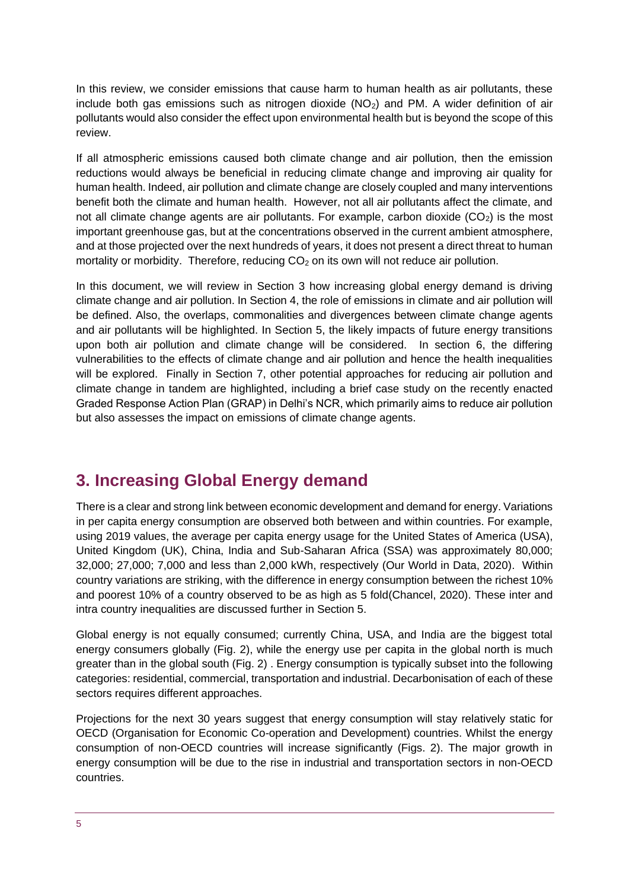In this review, we consider emissions that cause harm to human health as air pollutants, these include both gas emissions such as nitrogen dioxide ($NO_2$) and PM. A wider definition of air pollutants would also consider the effect upon environmental health but is beyond the scope of this review.

If all atmospheric emissions caused both climate change and air pollution, then the emission reductions would always be beneficial in reducing climate change and improving air quality for human health. Indeed, air pollution and climate change are closely coupled and many interventions benefit both the climate and human health. However, not all air pollutants affect the climate, and not all climate change agents are air pollutants. For example, carbon dioxide ($CO_2$) is the most important greenhouse gas, but at the concentrations observed in the current ambient atmosphere, and at those projected over the next hundreds of years, it does not present a direct threat to human mortality or morbidity. Therefore, reducing $CO_2$ on its own will not reduce air pollution.

In this document, we will review in Section 3 how increasing global energy demand is driving climate change and air pollution. In Section 4, the role of emissions in climate and air pollution will be defined. Also, the overlaps, commonalities and divergences between climate change agents and air pollutants will be highlighted. In Section 5, the likely impacts of future energy transitions upon both air pollution and climate change will be considered. In section 6, the differing vulnerabilities to the effects of climate change and air pollution and hence the health inequalities will be explored. Finally in Section 7, other potential approaches for reducing air pollution and climate change in tandem are highlighted, including a brief case study on the recently enacted Graded Response Action Plan (GRAP) in Delhi's NCR, which primarily aims to reduce air pollution but also assesses the impact on emissions of climate change agents.

## 3. Increasing Global Energy demand

There is a clear and strong link between economic development and demand for energy. Variations in per capita energy consumption are observed both between and within countries. For example, using 2019 values, the average per capita energy usage for the United States of America (USA), United Kingdom (UK), China, India and Sub-Saharan Africa (SSA) was approximately 80,000; 32,000; 27,000; 7,000 and less than 2,000 kWh, respectively (Our World in Data, 2020). Within country variations are striking, with the difference in energy consumption between the richest 10% and poorest 10% of a country observed to be as high as 5 fold(Chancel, 2020). These inter and intra country inequalities are discussed further in Section 5.

Global energy is not equally consumed; currently China, USA, and India are the biggest total energy consumers globally (Fig. 2), while the energy use per capita in the global north is much greater than in the global south (Fig. 2) . Energy consumption is typically subset into the following categories: residential, commercial, transportation and industrial. Decarbonisation of each of these sectors requires different approaches.

Projections for the next 30 years suggest that energy consumption will stay relatively static for OECD (Organisation for Economic Co-operation and Development) countries. Whilst the energy consumption of non-OECD countries will increase significantly (Figs. 2). The major growth in energy consumption will be due to the rise in industrial and transportation sectors in non-OECD countries.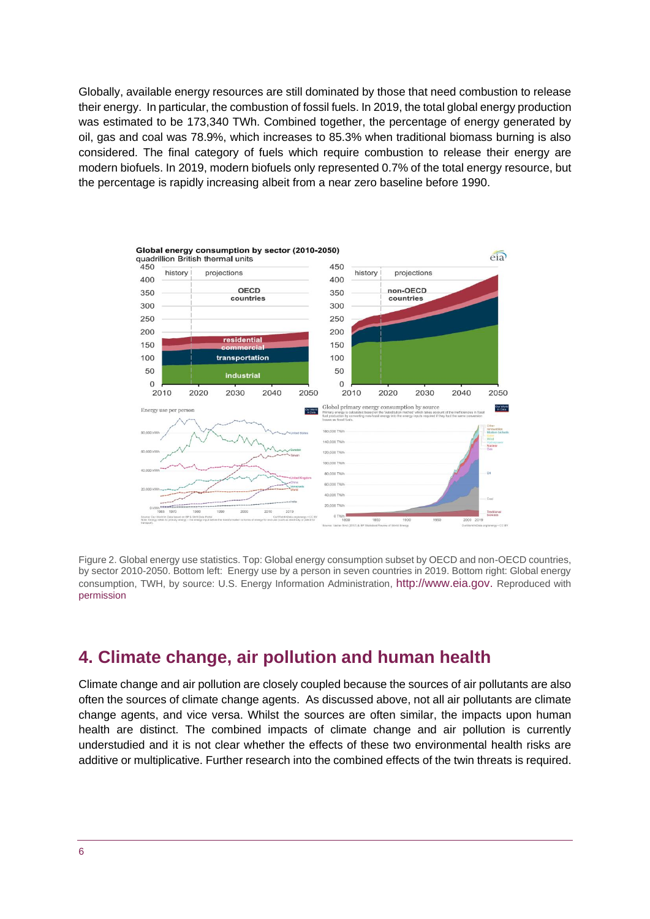Globally, available energy resources are still dominated by those that need combustion to release their energy. In particular, the combustion of fossil fuels. In 2019, the total global energy production was estimated to be 173,340 TWh. Combined together, the percentage of energy generated by oil, gas and coal was 78.9%, which increases to 85.3% when traditional biomass burning is also considered. The final category of fuels which require combustion to release their energy are modern biofuels. In 2019, modern biofuels only represented 0.7% of the total energy resource, but the percentage is rapidly increasing albeit from a near zero baseline before 1990.

Figure 2. Global energy use statistics. Top: Global energy consumption subset by OECD and non-OECD countries, by sector 2010-2050. Bottom left: Energy use by a person in seven countries in 2019. Bottom right: Global energy consumption, TWH, by source: U.S. Energy Information Administration, http://www.eia.gov. Reproduced with permission

## 4. Climate change, air pollution and human health

Climate change and air pollution are closely coupled because the sources of air pollutants are also often the sources of climate change agents. As discussed above, not all air pollutants are climate change agents, and vice versa. Whilst the sources are often similar, the impacts upon human health are distinct. The combined impacts of climate change and air pollution is currently understudied and it is not clear whether the effects of these two environmental health risks are additive or multiplicative. Further research into the combined effects of the twin threats is required.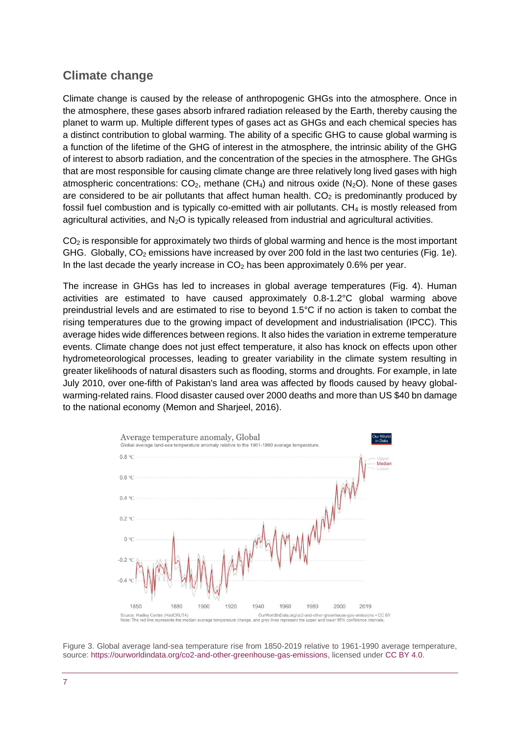## Climate change

Climate change is caused by the release of anthropogenic GHGs into the atmosphere. Once in the atmosphere, these gases absorb infrared radiation released by the Earth, thereby causing the planet to warm up. Multiple different types of gases act as GHGs and each chemical species has a distinct contribution to global warming. The ability of a specific GHG to cause global warming is a function of the lifetime of the GHG of interest in the atmosphere, the intrinsic ability of the GHG of interest to absorb radiation, and the concentration of the species in the atmosphere. The GHGs that are most responsible for causing climate change are three relatively long lived gases with high atmospheric concentrations: $CO_2$, methane ($CH_4$) and nitrous oxide ($N_2O$). None of these gases are considered to be air pollutants that affect human health. $CO_2$ is predominantly produced by fossil fuel combustion and is typically co-emitted with air pollutants. $CH_4$ is mostly released from agricultural activities, and $N_2O$ is typically released from industrial and agricultural activities.

$CO_2$ is responsible for approximately two thirds of global warming and hence is the most important GHG. Globally, $CO_2$ emissions have increased by over 200 fold in the last two centuries (Fig. 1e). In the last decade the yearly increase in $CO_2$ has been approximately 0.6% per year.

The increase in GHGs has led to increases in global average temperatures (Fig. 4). Human activities are estimated to have caused approximately 0.8-1.2°C global warming above preindustrial levels and are estimated to rise to beyond 1.5°C if no action is taken to combat the rising temperatures due to the growing impact of development and industrialisation (IPCC). This average hides wide differences between regions. It also hides the variation in extreme temperature events. Climate change does not just effect temperature, it also has knock on effects upon other hydrometeorological processes, leading to greater variability in the climate system resulting in greater likelihoods of natural disasters such as flooding, storms and droughts. For example, in late July 2010, over one-fifth of Pakistan's land area was affected by floods caused by heavy global-warming-related rains. Flood disaster caused over 2000 deaths and more than US $40 bn damage to the national economy (Memon and Sharjeel, 2016).

Figure 3. Global average land-sea temperature rise from 1850-2019 relative to 1961-1990 average temperature, source: https://ourworldindata.org/co2-and-other-greenhouse-gas-emissions, licensed under CC BY 4.0.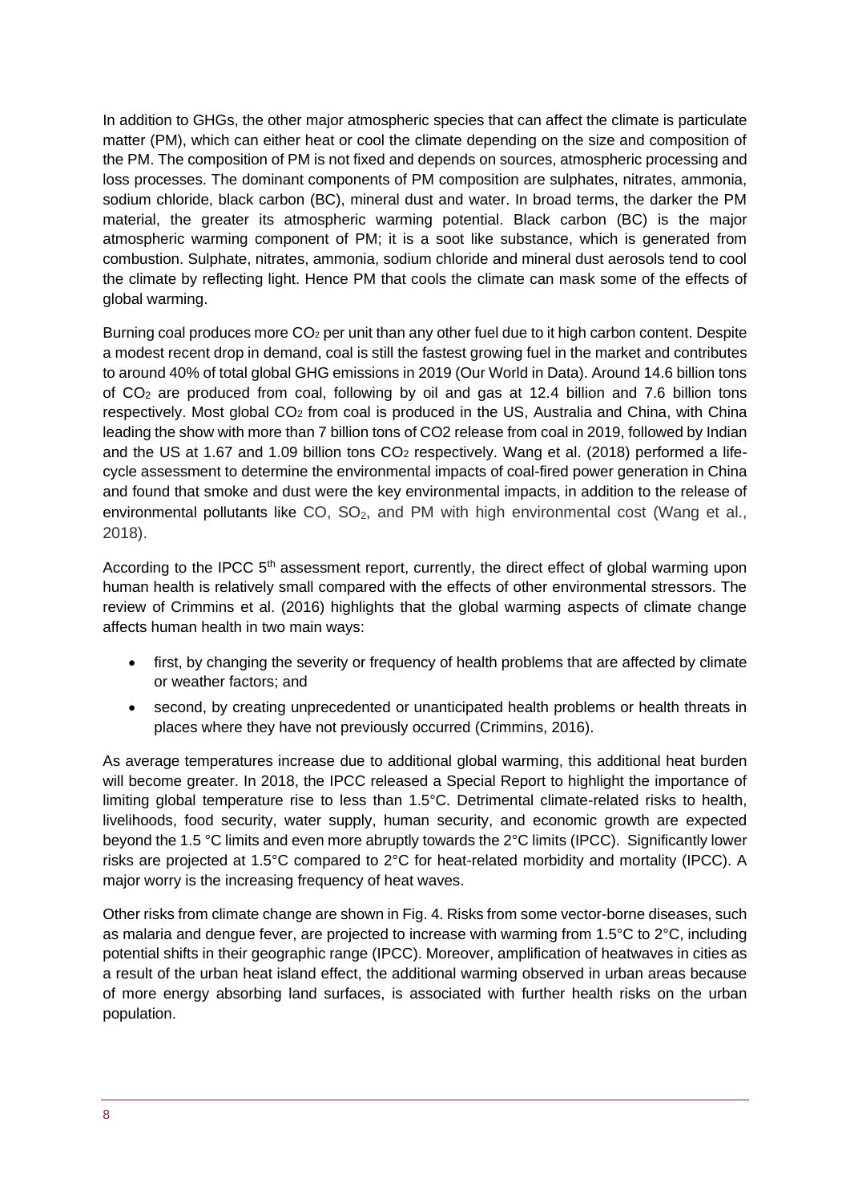In addition to GHGs, the other major atmospheric species that can affect the climate is particulate matter (PM), which can either heat or cool the climate depending on the size and composition of the PM. The composition of PM is not fixed and depends on sources, atmospheric processing and loss processes. The dominant components of PM composition are sulphates, nitrates, ammonia, sodium chloride, black carbon (BC), mineral dust and water. In broad terms, the darker the PM material, the greater its atmospheric warming potential. Black carbon (BC) is the major atmospheric warming component of PM; it is a soot like substance, which is generated from combustion. Sulphate, nitrates, ammonia, sodium chloride and mineral dust aerosols tend to cool the climate by reflecting light. Hence PM that cools the climate can mask some of the effects of global warming.

Burning coal produces more $CO_2$ per unit than any other fuel due to it high carbon content. Despite a modest recent drop in demand, coal is still the fastest growing fuel in the market and contributes to around 40% of total global GHG emissions in 2019 (Our World in Data). Around 14.6 billion tons of $CO_2$ are produced from coal, following by oil and gas at 12.4 billion and 7.6 billion tons respectively. Most global $CO_2$ from coal is produced in the US, Australia and China, with China leading the show with more than 7 billion tons of CO2 release from coal in 2019, followed by Indian and the US at 1.67 and 1.09 billion tons $CO_2$ respectively. Wang et al. (2018) performed a life-cycle assessment to determine the environmental impacts of coal-fired power generation in China and found that smoke and dust were the key environmental impacts, in addition to the release of environmental pollutants like CO, $SO_2$, and PM with high environmental cost (Wang et al., 2018).

According to the IPCC 5th assessment report, currently, the direct effect of global warming upon human health is relatively small compared with the effects of other environmental stressors. The review of Crimmins et al. (2016) highlights that the global warming aspects of climate change affects human health in two main ways:

- first, by changing the severity or frequency of health problems that are affected by climate or weather factors; and
- second, by creating unprecedented or unanticipated health problems or health threats in places where they have not previously occurred (Crimmins, 2016).

As average temperatures increase due to additional global warming, this additional heat burden will become greater. In 2018, the IPCC released a Special Report to highlight the importance of limiting global temperature rise to less than 1.5°C. Detrimental climate-related risks to health, livelihoods, food security, water supply, human security, and economic growth are expected beyond the 1.5 °C limits and even more abruptly towards the 2°C limits (IPCC). Significantly lower risks are projected at 1.5°C compared to 2°C for heat-related morbidity and mortality (IPCC). A major worry is the increasing frequency of heat waves.

Other risks from climate change are shown in Fig. 4. Risks from some vector-borne diseases, such as malaria and dengue fever, are projected to increase with warming from 1.5°C to 2°C, including potential shifts in their geographic range (IPCC). Moreover, amplification of heatwaves in cities as a result of the urban heat island effect, the additional warming observed in urban areas because of more energy absorbing land surfaces, is associated with further health risks on the urban population.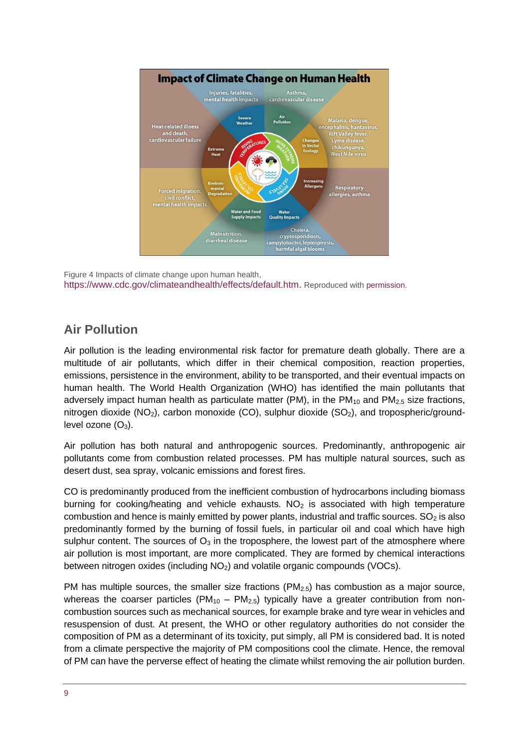Figure 4 Impacts of climate change upon human health, https://www.cdc.gov/climateandhealth/effects/default.htm. Reproduced with permission.

## Air Pollution

Air pollution is the leading environmental risk factor for premature death globally. There are a multitude of air pollutants, which differ in their chemical composition, reaction properties, emissions, persistence in the environment, ability to be transported, and their eventual impacts on human health. The World Health Organization (WHO) has identified the main pollutants that adversely impact human health as particulate matter (PM), in the $PM_{10}$ and $PM_{2.5}$ size fractions, nitrogen dioxide ($NO_2$), carbon monoxide (CO), sulphur dioxide ($SO_2$), and tropospheric/ground-level ozone ($O_3$).

Air pollution has both natural and anthropogenic sources. Predominantly, anthropogenic air pollutants come from combustion related processes. PM has multiple natural sources, such as desert dust, sea spray, volcanic emissions and forest fires.

CO is predominantly produced from the inefficient combustion of hydrocarbons including biomass burning for cooking/heating and vehicle exhausts. $NO_2$ is associated with high temperature combustion and hence is mainly emitted by power plants, industrial and traffic sources. $SO_2$ is also predominantly formed by the burning of fossil fuels, in particular oil and coal which have high sulphur content. The sources of $O_3$ in the troposphere, the lowest part of the atmosphere where air pollution is most important, are more complicated. They are formed by chemical interactions between nitrogen oxides (including $NO_2$) and volatile organic compounds (VOCs).

PM has multiple sources, the smaller size fractions ($PM_{2.5}$) has combustion as a major source, whereas the coarser particles ($PM_{10}$ – $PM_{2.5}$) typically have a greater contribution from non-combustion sources such as mechanical sources, for example brake and tyre wear in vehicles and resuspension of dust. At present, the WHO or other regulatory authorities do not consider the composition of PM as a determinant of its toxicity, put simply, all PM is considered bad. It is noted from a climate perspective the majority of PM compositions cool the climate. Hence, the removal of PM can have the perverse effect of heating the climate whilst removing the air pollution burden.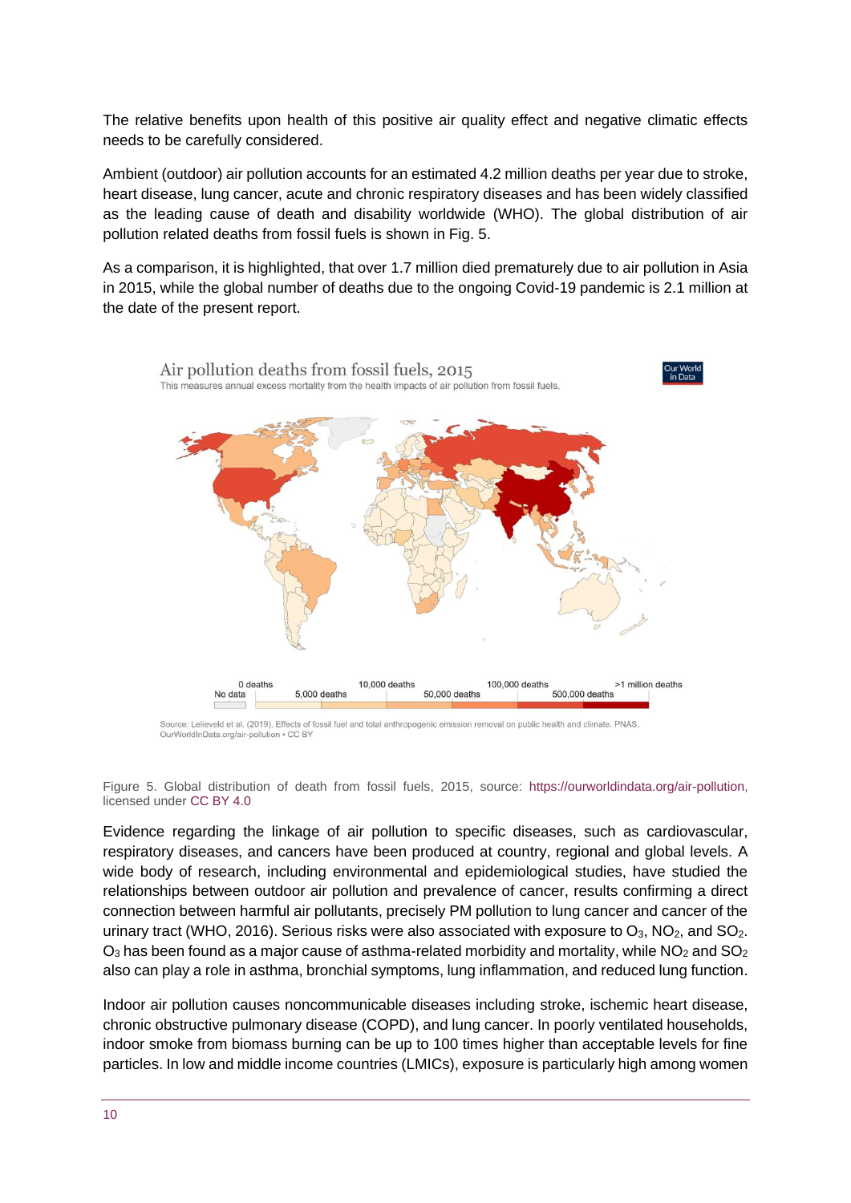The relative benefits upon health of this positive air quality effect and negative climatic effects needs to be carefully considered.

Ambient (outdoor) air pollution accounts for an estimated 4.2 million deaths per year due to stroke, heart disease, lung cancer, acute and chronic respiratory diseases and has been widely classified as the leading cause of death and disability worldwide (WHO). The global distribution of air pollution related deaths from fossil fuels is shown in Fig. 5.

As a comparison, it is highlighted, that over 1.7 million died prematurely due to air pollution in Asia in 2015, while the global number of deaths due to the ongoing Covid-19 pandemic is 2.1 million at the date of the present report.

Air pollution deaths from fossil fuels, 2015

This measures annual excess mortality from the health impacts of air pollution from fossil fuels.

No data | 0 deaths | 5,000 deaths | 10,000 deaths | 50,000 deaths | 100,000 deaths | 500,000 deaths | >1 million deaths

Source: Lelieveld et al. (2019). Effects of fossil fuel and total anthropogenic emission removal on public health and climate. PNAS. OurWorldInData.org/air-pollution • CC BY

Figure 5. Global distribution of death from fossil fuels, 2015, source: https://ourworldindata.org/air-pollution, licensed under CC BY 4.0

Evidence regarding the linkage of air pollution to specific diseases, such as cardiovascular, respiratory diseases, and cancers have been produced at country, regional and global levels. A wide body of research, including environmental and epidemiological studies, have studied the relationships between outdoor air pollution and prevalence of cancer, results confirming a direct connection between harmful air pollutants, precisely PM pollution to lung cancer and cancer of the urinary tract (WHO, 2016). Serious risks were also associated with exposure to $O_3$, $NO_2$, and $SO_2$. $O_3$ has been found as a major cause of asthma-related morbidity and mortality, while $NO_2$ and $SO_2$ also can play a role in asthma, bronchial symptoms, lung inflammation, and reduced lung function.

Indoor air pollution causes noncommunicable diseases including stroke, ischemic heart disease, chronic obstructive pulmonary disease (COPD), and lung cancer. In poorly ventilated households, indoor smoke from biomass burning can be up to 100 times higher than acceptable levels for fine particles. In low and middle income countries (LMICs), exposure is particularly high among women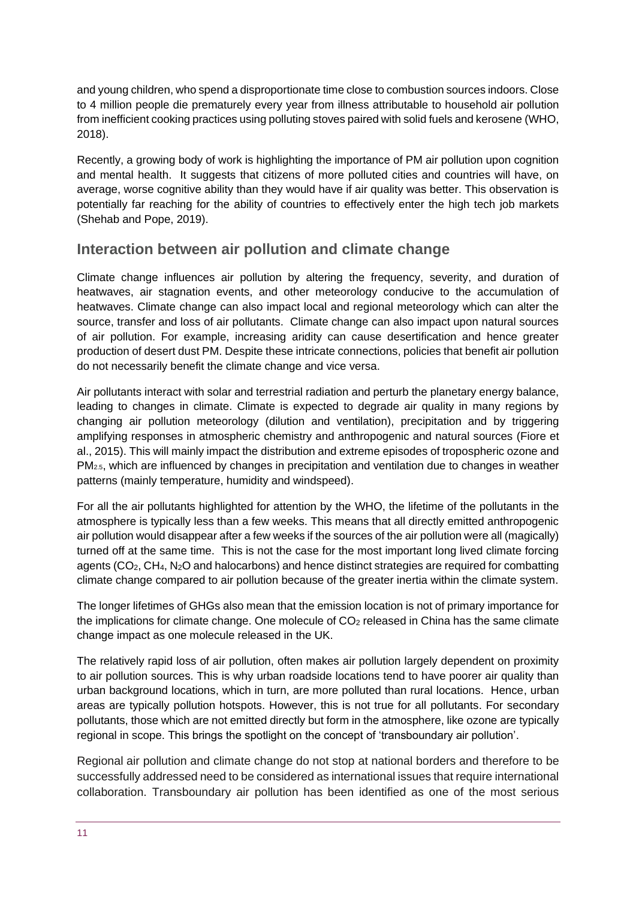and young children, who spend a disproportionate time close to combustion sources indoors. Close to 4 million people die prematurely every year from illness attributable to household air pollution from inefficient cooking practices using polluting stoves paired with solid fuels and kerosene (WHO, 2018).

Recently, a growing body of work is highlighting the importance of PM air pollution upon cognition and mental health. It suggests that citizens of more polluted cities and countries will have, on average, worse cognitive ability than they would have if air quality was better. This observation is potentially far reaching for the ability of countries to effectively enter the high tech job markets (Shehab and Pope, 2019).

## Interaction between air pollution and climate change

Climate change influences air pollution by altering the frequency, severity, and duration of heatwaves, air stagnation events, and other meteorology conducive to the accumulation of heatwaves. Climate change can also impact local and regional meteorology which can alter the source, transfer and loss of air pollutants. Climate change can also impact upon natural sources of air pollution. For example, increasing aridity can cause desertification and hence greater production of desert dust PM. Despite these intricate connections, policies that benefit air pollution do not necessarily benefit the climate change and vice versa.

Air pollutants interact with solar and terrestrial radiation and perturb the planetary energy balance, leading to changes in climate. Climate is expected to degrade air quality in many regions by changing air pollution meteorology (dilution and ventilation), precipitation and by triggering amplifying responses in atmospheric chemistry and anthropogenic and natural sources (Fiore et al., 2015). This will mainly impact the distribution and extreme episodes of tropospheric ozone and $PM_{2.5}$, which are influenced by changes in precipitation and ventilation due to changes in weather patterns (mainly temperature, humidity and windspeed).

For all the air pollutants highlighted for attention by the WHO, the lifetime of the pollutants in the atmosphere is typically less than a few weeks. This means that all directly emitted anthropogenic air pollution would disappear after a few weeks if the sources of the air pollution were all (magically) turned off at the same time. This is not the case for the most important long lived climate forcing agents ($CO_2$, $CH_4$, $N_2O$ and halocarbons) and hence distinct strategies are required for combatting climate change compared to air pollution because of the greater inertia within the climate system.

The longer lifetimes of GHGs also mean that the emission location is not of primary importance for the implications for climate change. One molecule of $CO_2$ released in China has the same climate change impact as one molecule released in the UK.

The relatively rapid loss of air pollution, often makes air pollution largely dependent on proximity to air pollution sources. This is why urban roadside locations tend to have poorer air quality than urban background locations, which in turn, are more polluted than rural locations. Hence, urban areas are typically pollution hotspots. However, this is not true for all pollutants. For secondary pollutants, those which are not emitted directly but form in the atmosphere, like ozone are typically regional in scope. This brings the spotlight on the concept of 'transboundary air pollution'.

Regional air pollution and climate change do not stop at national borders and therefore to be successfully addressed need to be considered as international issues that require international collaboration. Transboundary air pollution has been identified as one of the most serious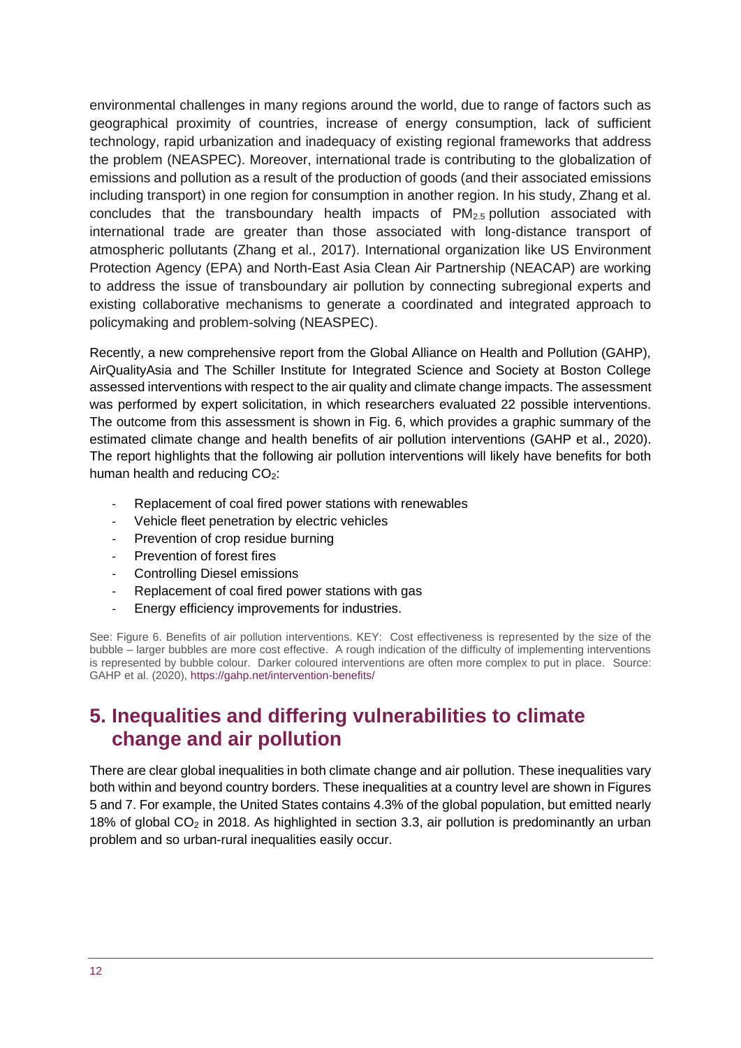environmental challenges in many regions around the world, due to range of factors such as geographical proximity of countries, increase of energy consumption, lack of sufficient technology, rapid urbanization and inadequacy of existing regional frameworks that address the problem (NEASPEC). Moreover, international trade is contributing to the globalization of emissions and pollution as a result of the production of goods (and their associated emissions including transport) in one region for consumption in another region. In his study, Zhang et al. concludes that the transboundary health impacts of $PM_{2.5}$ pollution associated with international trade are greater than those associated with long-distance transport of atmospheric pollutants (Zhang et al., 2017). International organization like US Environment Protection Agency (EPA) and North-East Asia Clean Air Partnership (NEACAP) are working to address the issue of transboundary air pollution by connecting subregional experts and existing collaborative mechanisms to generate a coordinated and integrated approach to policymaking and problem-solving (NEASPEC).

Recently, a new comprehensive report from the Global Alliance on Health and Pollution (GAHP), AirQualityAsia and The Schiller Institute for Integrated Science and Society at Boston College assessed interventions with respect to the air quality and climate change impacts. The assessment was performed by expert solicitation, in which researchers evaluated 22 possible interventions. The outcome from this assessment is shown in Fig. 6, which provides a graphic summary of the estimated climate change and health benefits of air pollution interventions (GAHP et al., 2020). The report highlights that the following air pollution interventions will likely have benefits for both human health and reducing $CO_2$:

- Replacement of coal fired power stations with renewables
- Vehicle fleet penetration by electric vehicles
- Prevention of crop residue burning
- Prevention of forest fires
- Controlling Diesel emissions
- Replacement of coal fired power stations with gas
- Energy efficiency improvements for industries.

See: Figure 6. Benefits of air pollution interventions. KEY: Cost effectiveness is represented by the size of the bubble – larger bubbles are more cost effective. A rough indication of the difficulty of implementing interventions is represented by bubble colour. Darker coloured interventions are often more complex to put in place. Source: GAHP et al. (2020), https://gahp.net/intervention-benefits/

## 5. Inequalities and differing vulnerabilities to climate change and air pollution

There are clear global inequalities in both climate change and air pollution. These inequalities vary both within and beyond country borders. These inequalities at a country level are shown in Figures 5 and 7. For example, the United States contains 4.3% of the global population, but emitted nearly 18% of global $CO_2$ in 2018. As highlighted in section 3.3, air pollution is predominantly an urban problem and so urban-rural inequalities easily occur.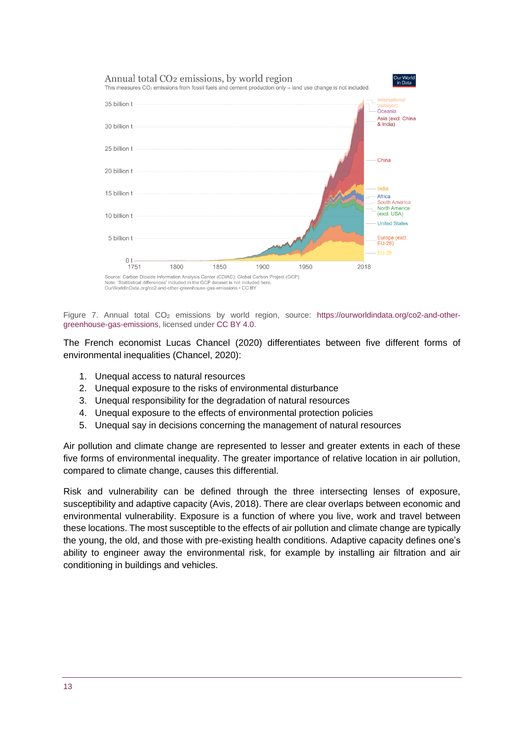Figure 7. Annual total $CO_2$ emissions by world region, source: https://ourworldindata.org/co2-and-other-greenhouse-gas-emissions, licensed under CC BY 4.0.

The French economist Lucas Chancel (2020) differentiates between five different forms of environmental inequalities (Chancel, 2020):

1. Unequal access to natural resources
2. Unequal exposure to the risks of environmental disturbance
3. Unequal responsibility for the degradation of natural resources
4. Unequal exposure to the effects of environmental protection policies
5. Unequal say in decisions concerning the management of natural resources

Air pollution and climate change are represented to lesser and greater extents in each of these five forms of environmental inequality. The greater importance of relative location in air pollution, compared to climate change, causes this differential.

Risk and vulnerability can be defined through the three intersecting lenses of exposure, susceptibility and adaptive capacity (Avis, 2018). There are clear overlaps between economic and environmental vulnerability. Exposure is a function of where you live, work and travel between these locations. The most susceptible to the effects of air pollution and climate change are typically the young, the old, and those with pre-existing health conditions. Adaptive capacity defines one's ability to engineer away the environmental risk, for example by installing air filtration and air conditioning in buildings and vehicles.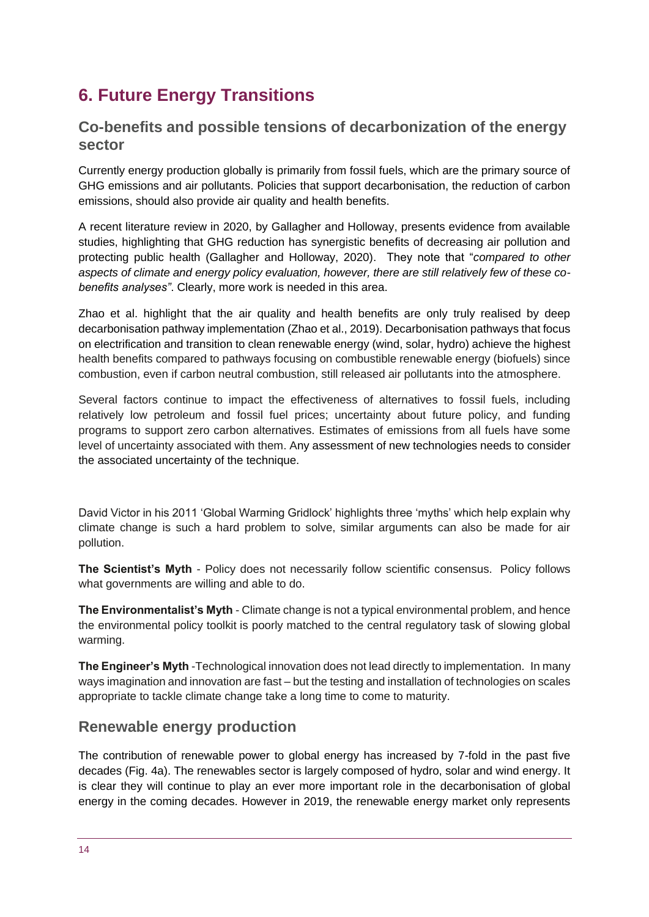# 6. Future Energy Transitions

## Co-benefits and possible tensions of decarbonization of the energy sector

Currently energy production globally is primarily from fossil fuels, which are the primary source of GHG emissions and air pollutants. Policies that support decarbonisation, the reduction of carbon emissions, should also provide air quality and health benefits.

A recent literature review in 2020, by Gallagher and Holloway, presents evidence from available studies, highlighting that GHG reduction has synergistic benefits of decreasing air pollution and protecting public health (Gallagher and Holloway, 2020). They note that "*compared to other aspects of climate and energy policy evaluation, however, there are still relatively few of these co-benefits analyses*". Clearly, more work is needed in this area.

Zhao et al. highlight that the air quality and health benefits are only truly realised by deep decarbonisation pathway implementation (Zhao et al., 2019). Decarbonisation pathways that focus on electrification and transition to clean renewable energy (wind, solar, hydro) achieve the highest health benefits compared to pathways focusing on combustible renewable energy (biofuels) since combustion, even if carbon neutral combustion, still released air pollutants into the atmosphere.

Several factors continue to impact the effectiveness of alternatives to fossil fuels, including relatively low petroleum and fossil fuel prices; uncertainty about future policy, and funding programs to support zero carbon alternatives. Estimates of emissions from all fuels have some level of uncertainty associated with them. Any assessment of new technologies needs to consider the associated uncertainty of the technique.

David Victor in his 2011 'Global Warming Gridlock' highlights three 'myths' which help explain why climate change is such a hard problem to solve, similar arguments can also be made for air pollution.

**The Scientist's Myth** - Policy does not necessarily follow scientific consensus. Policy follows what governments are willing and able to do.

**The Environmentalist's Myth** - Climate change is not a typical environmental problem, and hence the environmental policy toolkit is poorly matched to the central regulatory task of slowing global warming.

**The Engineer's Myth** -Technological innovation does not lead directly to implementation. In many ways imagination and innovation are fast – but the testing and installation of technologies on scales appropriate to tackle climate change take a long time to come to maturity.

## Renewable energy production

The contribution of renewable power to global energy has increased by 7-fold in the past five decades (Fig. 4a). The renewables sector is largely composed of hydro, solar and wind energy. It is clear they will continue to play an ever more important role in the decarbonisation of global energy in the coming decades. However in 2019, the renewable energy market only represents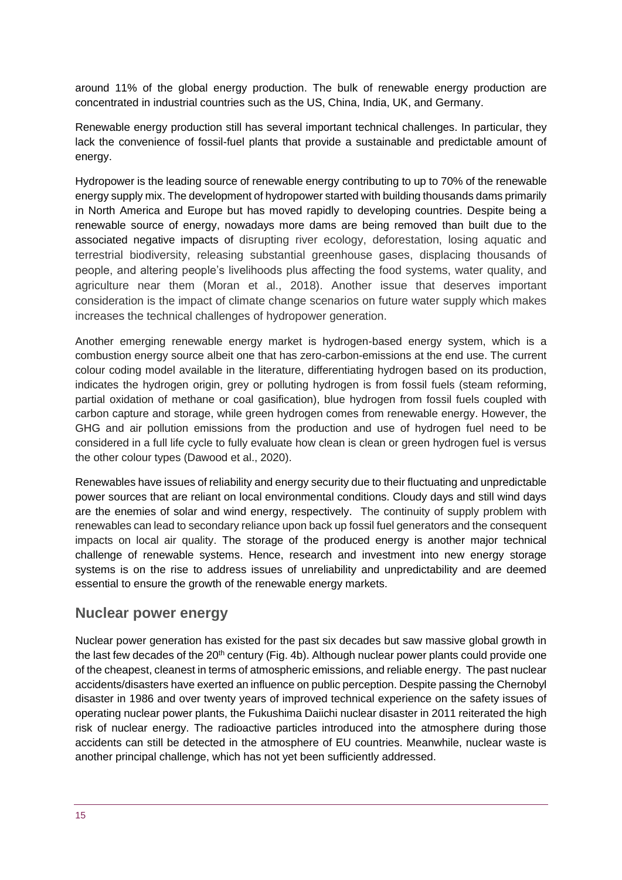around 11% of the global energy production. The bulk of renewable energy production are concentrated in industrial countries such as the US, China, India, UK, and Germany.

Renewable energy production still has several important technical challenges. In particular, they lack the convenience of fossil-fuel plants that provide a sustainable and predictable amount of energy.

Hydropower is the leading source of renewable energy contributing to up to 70% of the renewable energy supply mix. The development of hydropower started with building thousands dams primarily in North America and Europe but has moved rapidly to developing countries. Despite being a renewable source of energy, nowadays more dams are being removed than built due to the associated negative impacts of disrupting river ecology, deforestation, losing aquatic and terrestrial biodiversity, releasing substantial greenhouse gases, displacing thousands of people, and altering people's livelihoods plus affecting the food systems, water quality, and agriculture near them (Moran et al., 2018). Another issue that deserves important consideration is the impact of climate change scenarios on future water supply which makes increases the technical challenges of hydropower generation.

Another emerging renewable energy market is hydrogen-based energy system, which is a combustion energy source albeit one that has zero-carbon-emissions at the end use. The current colour coding model available in the literature, differentiating hydrogen based on its production, indicates the hydrogen origin, grey or polluting hydrogen is from fossil fuels (steam reforming, partial oxidation of methane or coal gasification), blue hydrogen from fossil fuels coupled with carbon capture and storage, while green hydrogen comes from renewable energy. However, the GHG and air pollution emissions from the production and use of hydrogen fuel need to be considered in a full life cycle to fully evaluate how clean is clean or green hydrogen fuel is versus the other colour types (Dawood et al., 2020).

Renewables have issues of reliability and energy security due to their fluctuating and unpredictable power sources that are reliant on local environmental conditions. Cloudy days and still wind days are the enemies of solar and wind energy, respectively. The continuity of supply problem with renewables can lead to secondary reliance upon back up fossil fuel generators and the consequent impacts on local air quality. The storage of the produced energy is another major technical challenge of renewable systems. Hence, research and investment into new energy storage systems is on the rise to address issues of unreliability and unpredictability and are deemed essential to ensure the growth of the renewable energy markets.

## Nuclear power energy

Nuclear power generation has existed for the past six decades but saw massive global growth in the last few decades of the 20th century (Fig. 4b). Although nuclear power plants could provide one of the cheapest, cleanest in terms of atmospheric emissions, and reliable energy. The past nuclear accidents/disasters have exerted an influence on public perception. Despite passing the Chernobyl disaster in 1986 and over twenty years of improved technical experience on the safety issues of operating nuclear power plants, the Fukushima Daiichi nuclear disaster in 2011 reiterated the high risk of nuclear energy. The radioactive particles introduced into the atmosphere during those accidents can still be detected in the atmosphere of EU countries. Meanwhile, nuclear waste is another principal challenge, which has not yet been sufficiently addressed.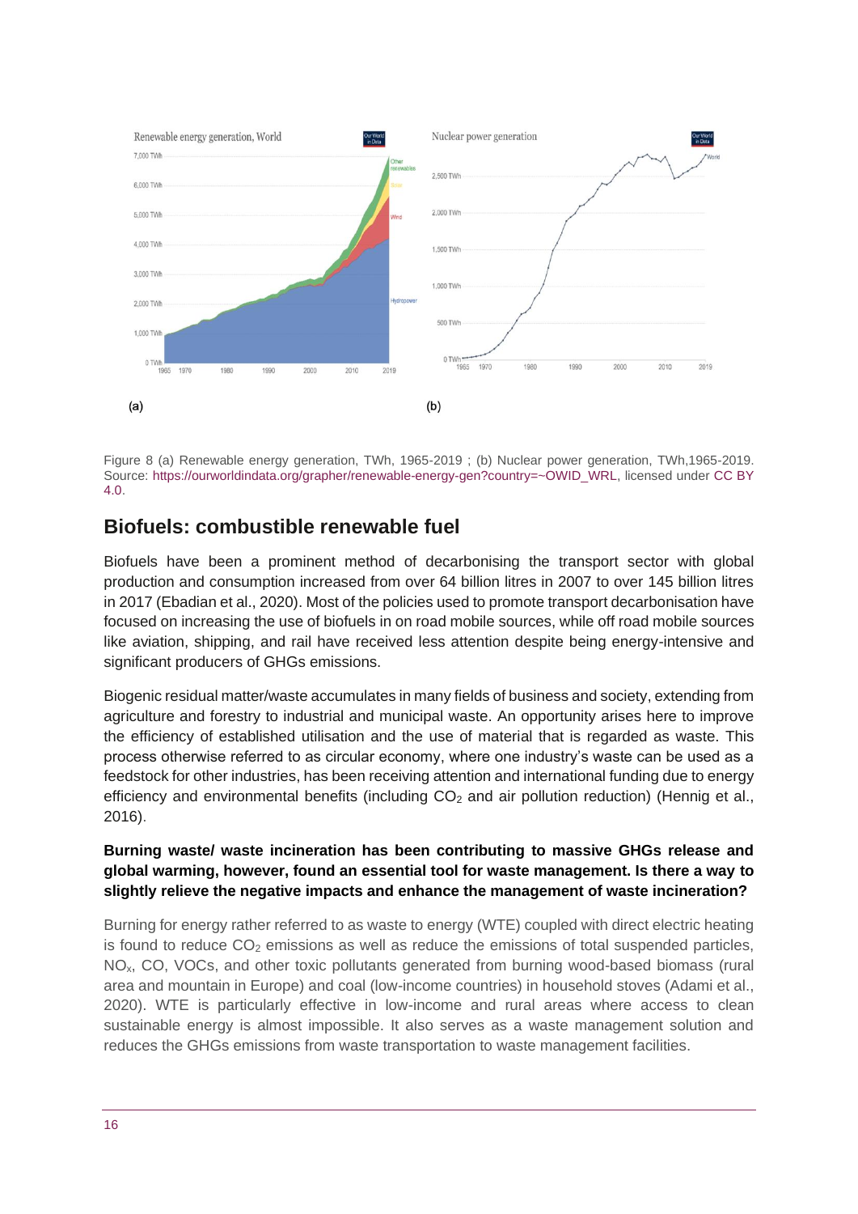Figure 8 (a) Renewable energy generation, TWh, 1965-2019 ; (b) Nuclear power generation, TWh,1965-2019. Source: https://ourworldindata.org/grapher/renewable-energy-gen?country=~OWID_WRL, licensed under CC BY 4.0.

## Biofuels: combustible renewable fuel

Biofuels have been a prominent method of decarbonising the transport sector with global production and consumption increased from over 64 billion litres in 2007 to over 145 billion litres in 2017 (Ebadian et al., 2020). Most of the policies used to promote transport decarbonisation have focused on increasing the use of biofuels in on road mobile sources, while off road mobile sources like aviation, shipping, and rail have received less attention despite being energy-intensive and significant producers of GHGs emissions.

Biogenic residual matter/waste accumulates in many fields of business and society, extending from agriculture and forestry to industrial and municipal waste. An opportunity arises here to improve the efficiency of established utilisation and the use of material that is regarded as waste. This process otherwise referred to as circular economy, where one industry's waste can be used as a feedstock for other industries, has been receiving attention and international funding due to energy efficiency and environmental benefits (including $CO_2$ and air pollution reduction) (Hennig et al., 2016).

**Burning waste/ waste incineration has been contributing to massive GHGs release and global warming, however, found an essential tool for waste management. Is there a way to slightly relieve the negative impacts and enhance the management of waste incineration?**

Burning for energy rather referred to as waste to energy (WTE) coupled with direct electric heating is found to reduce $CO_2$ emissions as well as reduce the emissions of total suspended particles, $NO_x$, CO, VOCs, and other toxic pollutants generated from burning wood-based biomass (rural area and mountain in Europe) and coal (low-income countries) in household stoves (Adami et al., 2020). WTE is particularly effective in low-income and rural areas where access to clean sustainable energy is almost impossible. It also serves as a waste management solution and reduces the GHGs emissions from waste transportation to waste management facilities.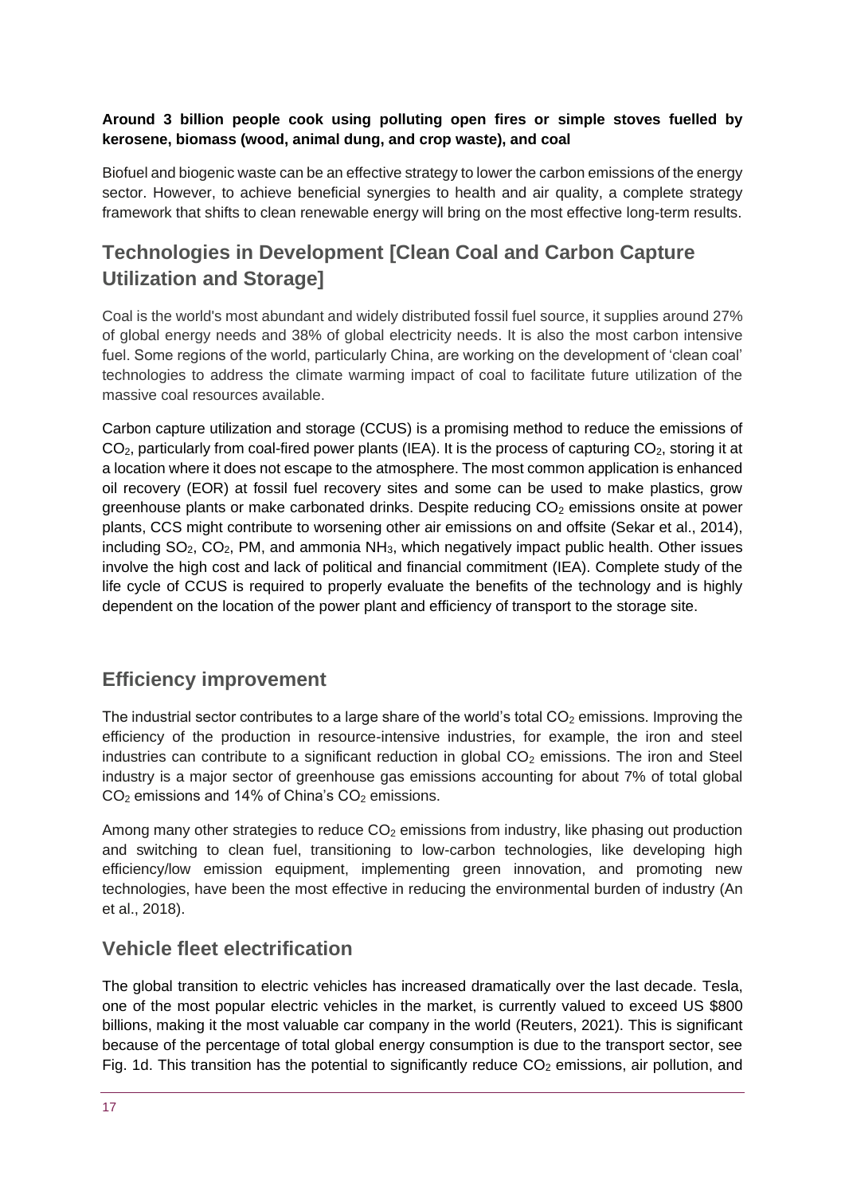**Around 3 billion people cook using polluting open fires or simple stoves fuelled by kerosene, biomass (wood, animal dung, and crop waste), and coal**

Biofuel and biogenic waste can be an effective strategy to lower the carbon emissions of the energy sector. However, to achieve beneficial synergies to health and air quality, a complete strategy framework that shifts to clean renewable energy will bring on the most effective long-term results.

## Technologies in Development [Clean Coal and Carbon Capture Utilization and Storage]

Coal is the world's most abundant and widely distributed fossil fuel source, it supplies around 27% of global energy needs and 38% of global electricity needs. It is also the most carbon intensive fuel. Some regions of the world, particularly China, are working on the development of 'clean coal' technologies to address the climate warming impact of coal to facilitate future utilization of the massive coal resources available.

Carbon capture utilization and storage (CCUS) is a promising method to reduce the emissions of $CO_2$, particularly from coal-fired power plants (IEA). It is the process of capturing $CO_2$, storing it at a location where it does not escape to the atmosphere. The most common application is enhanced oil recovery (EOR) at fossil fuel recovery sites and some can be used to make plastics, grow greenhouse plants or make carbonated drinks. Despite reducing $CO_2$ emissions onsite at power plants, CCS might contribute to worsening other air emissions on and offsite (Sekar et al., 2014), including $SO_2$, $CO_2$, PM, and ammonia $NH_3$, which negatively impact public health. Other issues involve the high cost and lack of political and financial commitment (IEA). Complete study of the life cycle of CCUS is required to properly evaluate the benefits of the technology and is highly dependent on the location of the power plant and efficiency of transport to the storage site.

## Efficiency improvement

The industrial sector contributes to a large share of the world's total $CO_2$ emissions. Improving the efficiency of the production in resource-intensive industries, for example, the iron and steel industries can contribute to a significant reduction in global $CO_2$ emissions. The iron and Steel industry is a major sector of greenhouse gas emissions accounting for about 7% of total global $CO_2$ emissions and 14% of China's $CO_2$ emissions.

Among many other strategies to reduce $CO_2$ emissions from industry, like phasing out production and switching to clean fuel, transitioning to low-carbon technologies, like developing high efficiency/low emission equipment, implementing green innovation, and promoting new technologies, have been the most effective in reducing the environmental burden of industry (An et al., 2018).

## Vehicle fleet electrification

The global transition to electric vehicles has increased dramatically over the last decade. Tesla, one of the most popular electric vehicles in the market, is currently valued to exceed US $800 billions, making it the most valuable car company in the world (Reuters, 2021). This is significant because of the percentage of total global energy consumption is due to the transport sector, see Fig. 1d. This transition has the potential to significantly reduce $CO_2$ emissions, air pollution, and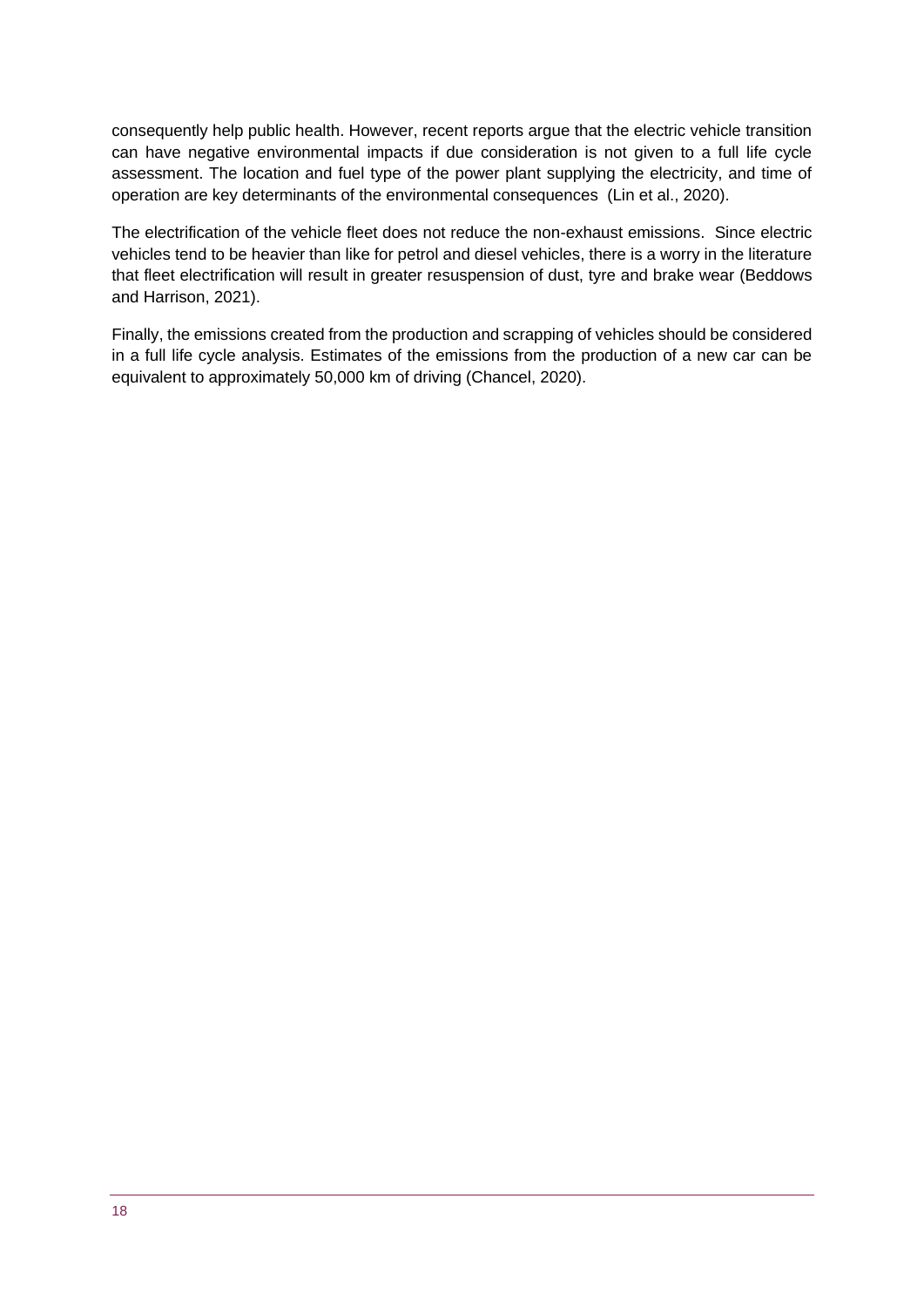consequently help public health. However, recent reports argue that the electric vehicle transition can have negative environmental impacts if due consideration is not given to a full life cycle assessment. The location and fuel type of the power plant supplying the electricity, and time of operation are key determinants of the environmental consequences (Lin et al., 2020).

The electrification of the vehicle fleet does not reduce the non-exhaust emissions. Since electric vehicles tend to be heavier than like for petrol and diesel vehicles, there is a worry in the literature that fleet electrification will result in greater resuspension of dust, tyre and brake wear (Beddows and Harrison, 2021).

Finally, the emissions created from the production and scrapping of vehicles should be considered in a full life cycle analysis. Estimates of the emissions from the production of a new car can be equivalent to approximately 50,000 km of driving (Chancel, 2020).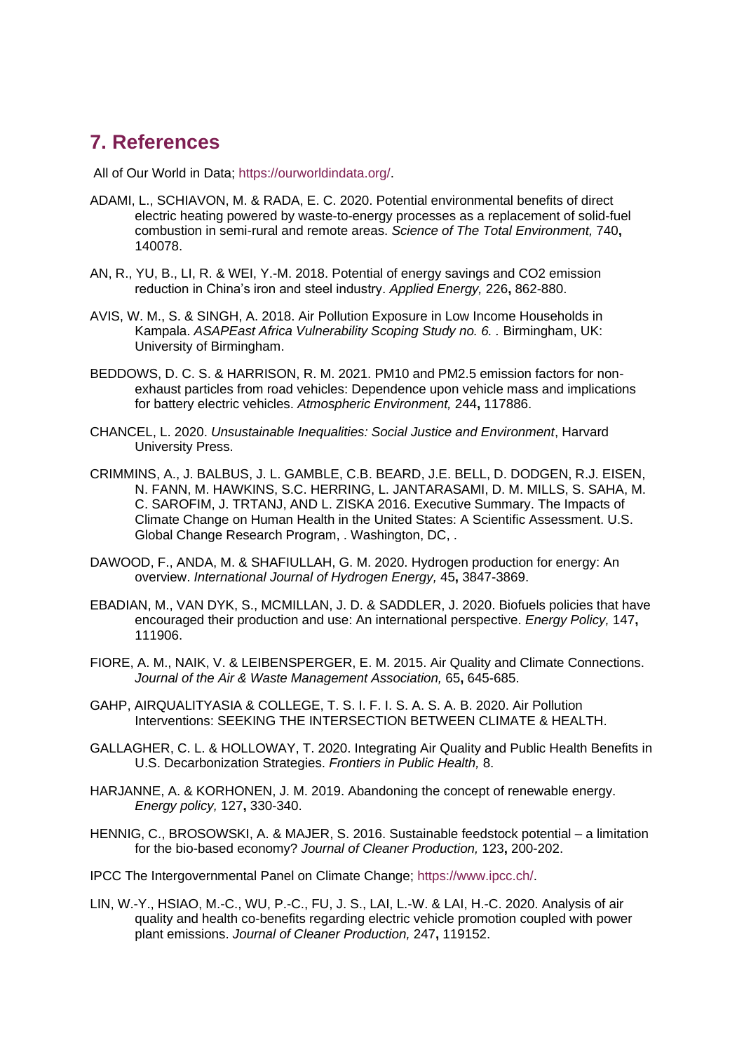## 7. References

All of Our World in Data; https://ourworldindata.org/.

ADAMI, L., SCHIAVON, M. & RADA, E. C. 2020. Potential environmental benefits of direct electric heating powered by waste-to-energy processes as a replacement of solid-fuel combustion in semi-rural and remote areas. *Science of The Total Environment,* 740**,** 140078.

AN, R., YU, B., LI, R. & WEI, Y.-M. 2018. Potential of energy savings and CO2 emission reduction in China's iron and steel industry. *Applied Energy,* 226**,** 862-880.

AVIS, W. M., S. & SINGH, A. 2018. Air Pollution Exposure in Low Income Households in Kampala. *ASAPEast Africa Vulnerability Scoping Study no. 6.* . Birmingham, UK: University of Birmingham.

BEDDOWS, D. C. S. & HARRISON, R. M. 2021. PM10 and PM2.5 emission factors for non-exhaust particles from road vehicles: Dependence upon vehicle mass and implications for battery electric vehicles. *Atmospheric Environment,* 244**,** 117886.

CHANCEL, L. 2020. *Unsustainable Inequalities: Social Justice and Environment*, Harvard University Press.

CRIMMINS, A., J. BALBUS, J. L. GAMBLE, C.B. BEARD, J.E. BELL, D. DODGEN, R.J. EISEN, N. FANN, M. HAWKINS, S.C. HERRING, L. JANTARASAMI, D. M. MILLS, S. SAHA, M. C. SAROFIM, J. TRTANJ, AND L. ZISKA 2016. Executive Summary. The Impacts of Climate Change on Human Health in the United States: A Scientific Assessment. U.S. Global Change Research Program, . Washington, DC, .

DAWOOD, F., ANDA, M. & SHAFIULLAH, G. M. 2020. Hydrogen production for energy: An overview. *International Journal of Hydrogen Energy,* 45**,** 3847-3869.

EBADIAN, M., VAN DYK, S., MCMILLAN, J. D. & SADDLER, J. 2020. Biofuels policies that have encouraged their production and use: An international perspective. *Energy Policy,* 147**,** 111906.

FIORE, A. M., NAIK, V. & LEIBENSPERGER, E. M. 2015. Air Quality and Climate Connections. *Journal of the Air & Waste Management Association,* 65**,** 645-685.

GAHP, AIRQUALITYASIA & COLLEGE, T. S. I. F. I. S. A. S. A. B. 2020. Air Pollution Interventions: SEEKING THE INTERSECTION BETWEEN CLIMATE & HEALTH.

GALLAGHER, C. L. & HOLLOWAY, T. 2020. Integrating Air Quality and Public Health Benefits in U.S. Decarbonization Strategies. *Frontiers in Public Health,* 8.

HARJANNE, A. & KORHONEN, J. M. 2019. Abandoning the concept of renewable energy. *Energy policy,* 127**,** 330-340.

HENNIG, C., BROSOWSKI, A. & MAJER, S. 2016. Sustainable feedstock potential – a limitation for the bio-based economy? *Journal of Cleaner Production,* 123**,** 200-202.

IPCC The Intergovernmental Panel on Climate Change; https://www.ipcc.ch/.

LIN, W.-Y., HSIAO, M.-C., WU, P.-C., FU, J. S., LAI, L.-W. & LAI, H.-C. 2020. Analysis of air quality and health co-benefits regarding electric vehicle promotion coupled with power plant emissions. *Journal of Cleaner Production,* 247**,** 119152.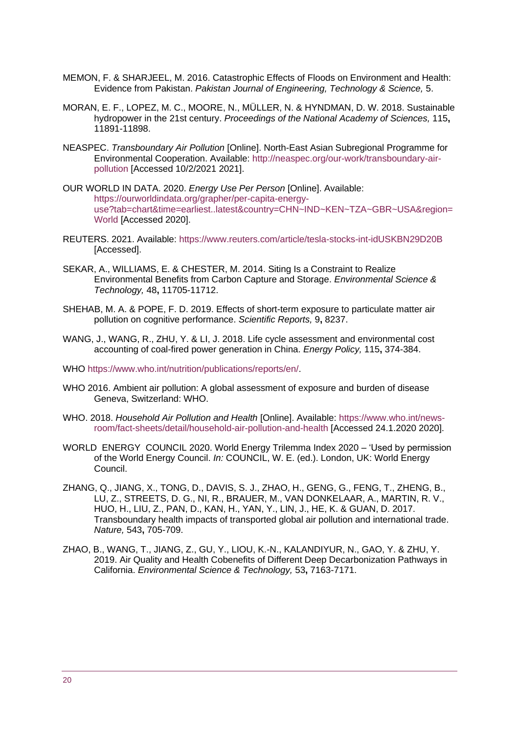MEMON, F. & SHARJEEL, M. 2016. Catastrophic Effects of Floods on Environment and Health: Evidence from Pakistan. *Pakistan Journal of Engineering, Technology & Science,* 5.

MORAN, E. F., LOPEZ, M. C., MOORE, N., MÜLLER, N. & HYNDMAN, D. W. 2018. Sustainable hydropower in the 21st century. *Proceedings of the National Academy of Sciences,* 115**,** 11891-11898.

NEASPEC. *Transboundary Air Pollution* [Online]. North-East Asian Subregional Programme for Environmental Cooperation. Available: http://neaspec.org/our-work/transboundary-air-pollution [Accessed 10/2/2021 2021].

OUR WORLD IN DATA. 2020. *Energy Use Per Person* [Online]. Available: https://ourworldindata.org/grapher/per-capita-energy-use?tab=chart&time=earliest..latest&country=CHN~IND~KEN~TZA~GBR~USA&region=World [Accessed 2020].

REUTERS. 2021. Available: https://www.reuters.com/article/tesla-stocks-int-idUSKBN29D20B [Accessed].

SEKAR, A., WILLIAMS, E. & CHESTER, M. 2014. Siting Is a Constraint to Realize Environmental Benefits from Carbon Capture and Storage. *Environmental Science & Technology,* 48**,** 11705-11712.

SHEHAB, M. A. & POPE, F. D. 2019. Effects of short-term exposure to particulate matter air pollution on cognitive performance. *Scientific Reports,* 9**,** 8237.

WANG, J., WANG, R., ZHU, Y. & LI, J. 2018. Life cycle assessment and environmental cost accounting of coal-fired power generation in China. *Energy Policy,* 115**,** 374-384.

WHO https://www.who.int/nutrition/publications/reports/en/.

WHO 2016. Ambient air pollution: A global assessment of exposure and burden of disease Geneva, Switzerland: WHO.

WHO. 2018. *Household Air Pollution and Health* [Online]. Available: https://www.who.int/news-room/fact-sheets/detail/household-air-pollution-and-health [Accessed 24.1.2020 2020].

WORLD ENERGY COUNCIL 2020. World Energy Trilemma Index 2020 – 'Used by permission of the World Energy Council. *In:* COUNCIL, W. E. (ed.). London, UK: World Energy Council.

ZHANG, Q., JIANG, X., TONG, D., DAVIS, S. J., ZHAO, H., GENG, G., FENG, T., ZHENG, B., LU, Z., STREETS, D. G., NI, R., BRAUER, M., VAN DONKELAAR, A., MARTIN, R. V., HUO, H., LIU, Z., PAN, D., KAN, H., YAN, Y., LIN, J., HE, K. & GUAN, D. 2017. Transboundary health impacts of transported global air pollution and international trade. *Nature,* 543**,** 705-709.

ZHAO, B., WANG, T., JIANG, Z., GU, Y., LIOU, K.-N., KALANDIYUR, N., GAO, Y. & ZHU, Y. 2019. Air Quality and Health Cobenefits of Different Deep Decarbonization Pathways in California. *Environmental Science & Technology,* 53**,** 7163-7171.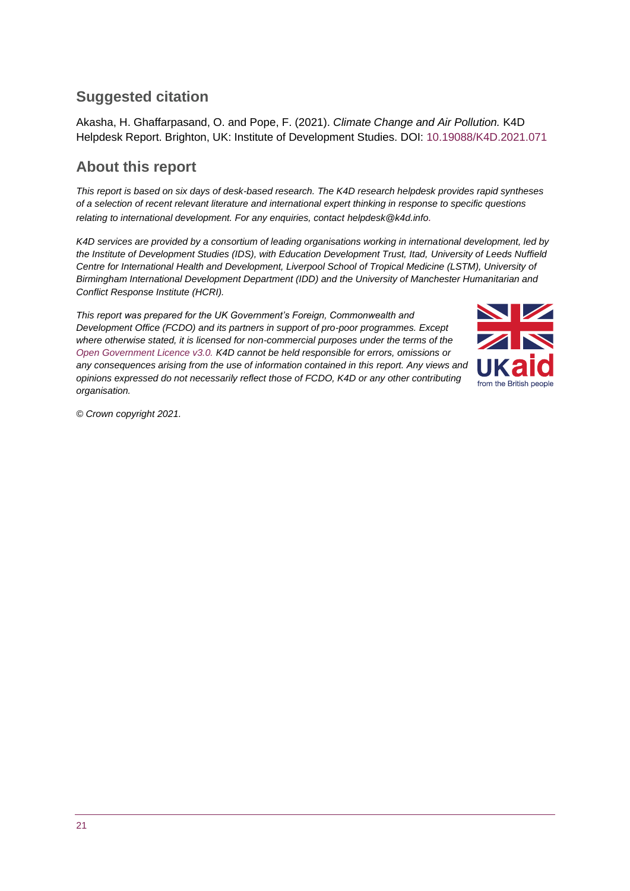## Suggested citation

Akasha, H. Ghaffarpasand, O. and Pope, F. (2021). *Climate Change and Air Pollution.* K4D Helpdesk Report. Brighton, UK: Institute of Development Studies. DOI: 10.19088/K4D.2021.071

## About this report

*This report is based on six days of desk-based research. The K4D research helpdesk provides rapid syntheses of a selection of recent relevant literature and international expert thinking in response to specific questions relating to international development. For any enquiries, contact helpdesk@k4d.info.*

*K4D services are provided by a consortium of leading organisations working in international development, led by the Institute of Development Studies (IDS), with Education Development Trust, Itad, University of Leeds Nuffield Centre for International Health and Development, Liverpool School of Tropical Medicine (LSTM), University of Birmingham International Development Department (IDD) and the University of Manchester Humanitarian and Conflict Response Institute (HCRI).*

*This report was prepared for the UK Government's Foreign, Commonwealth and Development Office (FCDO) and its partners in support of pro-poor programmes. Except where otherwise stated, it is licensed for non-commercial purposes under the terms of the Open Government Licence v3.0. K4D cannot be held responsible for errors, omissions or any consequences arising from the use of information contained in this report. Any views and opinions expressed do not necessarily reflect those of FCDO, K4D or any other contributing organisation.*

UKaid from the British people

*© Crown copyright 2021.*